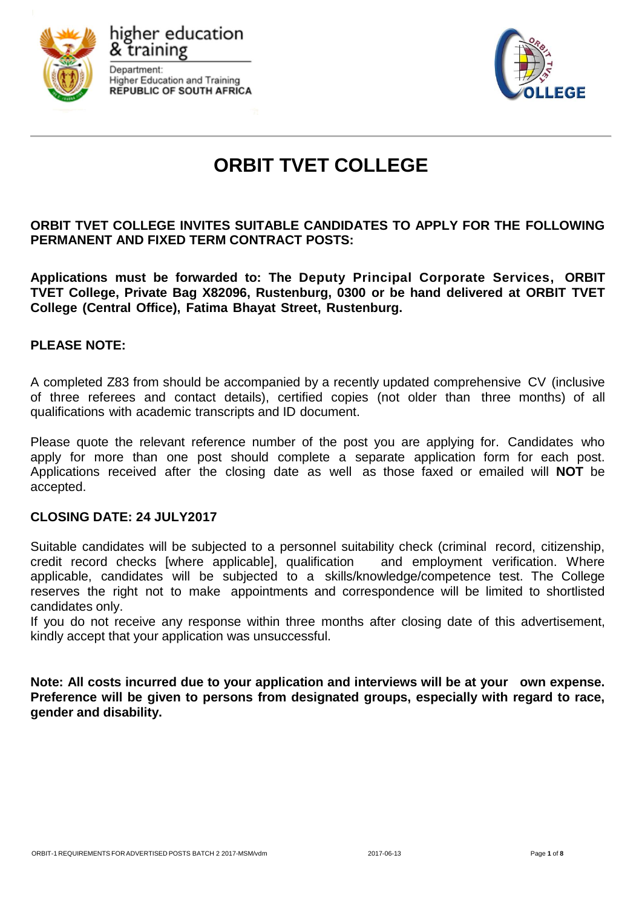higher education & training

Department:
Higher Education and Training
REPUBLIC OF SOUTH AFRICA

# ORBIT TVET COLLEGE

**ORBIT TVET COLLEGE INVITES SUITABLE CANDIDATES TO APPLY FOR THE FOLLOWING PERMANENT AND FIXED TERM CONTRACT POSTS:**

**Applications must be forwarded to: The Deputy Principal Corporate Services, ORBIT TVET College, Private Bag X82096, Rustenburg, 0300 or be hand delivered at ORBIT TVET College (Central Office), Fatima Bhayat Street, Rustenburg.**

**PLEASE NOTE:**

A completed Z83 from should be accompanied by a recently updated comprehensive CV (inclusive of three referees and contact details), certified copies (not older than three months) of all qualifications with academic transcripts and ID document.

Please quote the relevant reference number of the post you are applying for. Candidates who apply for more than one post should complete a separate application form for each post. Applications received after the closing date as well as those faxed or emailed will **NOT** be accepted.

**CLOSING DATE: 24 JULY2017**

Suitable candidates will be subjected to a personnel suitability check (criminal record, citizenship, credit record checks [where applicable], qualification and employment verification. Where applicable, candidates will be subjected to a skills/knowledge/competence test. The College reserves the right not to make appointments and correspondence will be limited to shortlisted candidates only.
If you do not receive any response within three months after closing date of this advertisement, kindly accept that your application was unsuccessful.

**Note: All costs incurred due to your application and interviews will be at your own expense. Preference will be given to persons from designated groups, especially with regard to race, gender and disability.**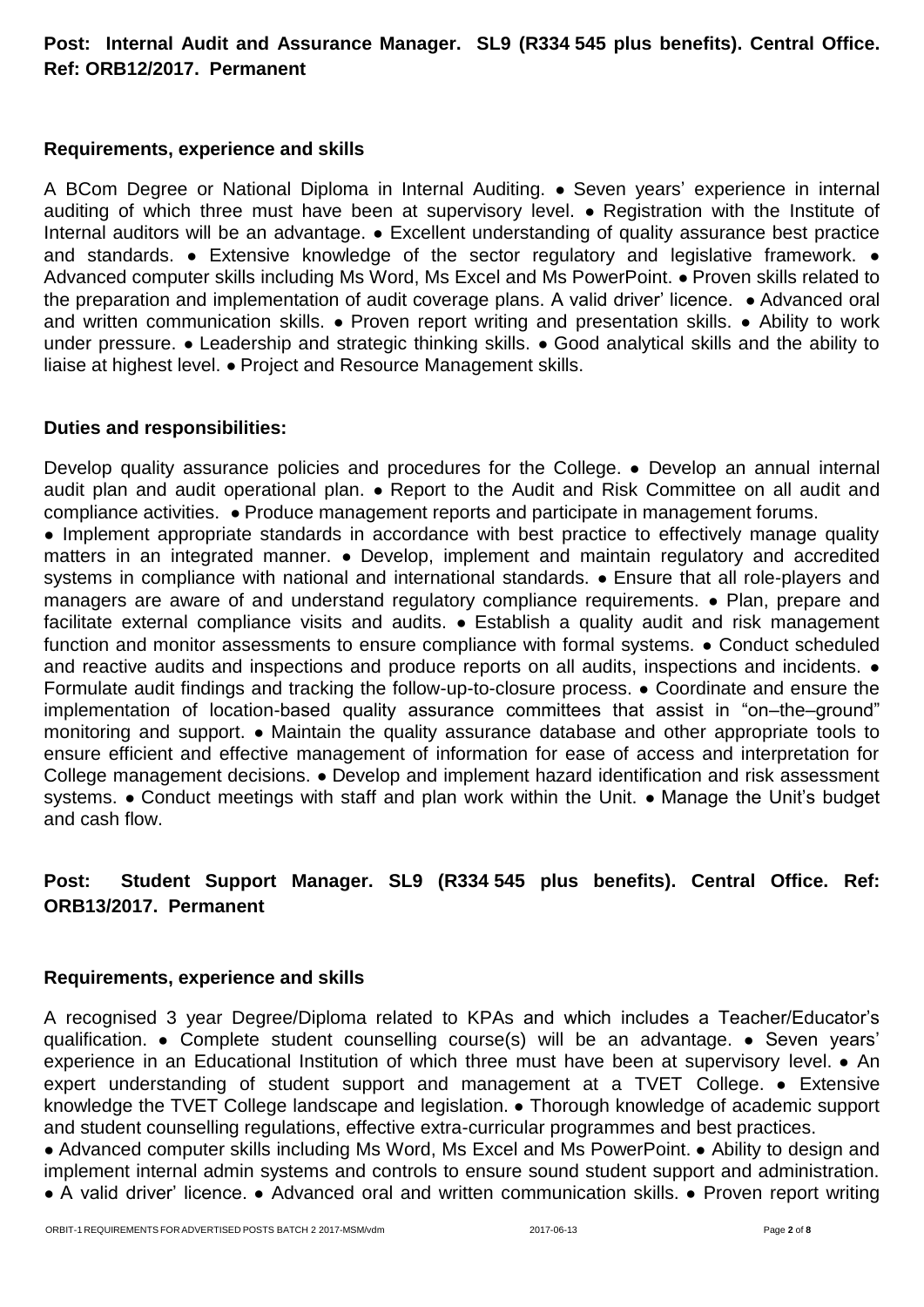**Post: Internal Audit and Assurance Manager. SL9 (R334 545 plus benefits). Central Office. Ref: ORB12/2017. Permanent**

**Requirements, experience and skills**

A BCom Degree or National Diploma in Internal Auditing. ● Seven years' experience in internal auditing of which three must have been at supervisory level. ● Registration with the Institute of Internal auditors will be an advantage. ● Excellent understanding of quality assurance best practice and standards. ● Extensive knowledge of the sector regulatory and legislative framework. ● Advanced computer skills including Ms Word, Ms Excel and Ms PowerPoint. ● Proven skills related to the preparation and implementation of audit coverage plans. A valid driver' licence. ● Advanced oral and written communication skills. ● Proven report writing and presentation skills. ● Ability to work under pressure. ● Leadership and strategic thinking skills. ● Good analytical skills and the ability to liaise at highest level. ● Project and Resource Management skills.

**Duties and responsibilities:**

Develop quality assurance policies and procedures for the College. ● Develop an annual internal audit plan and audit operational plan. ● Report to the Audit and Risk Committee on all audit and compliance activities. ● Produce management reports and participate in management forums.
● Implement appropriate standards in accordance with best practice to effectively manage quality matters in an integrated manner. ● Develop, implement and maintain regulatory and accredited systems in compliance with national and international standards. ● Ensure that all role-players and managers are aware of and understand regulatory compliance requirements. ● Plan, prepare and facilitate external compliance visits and audits. ● Establish a quality audit and risk management function and monitor assessments to ensure compliance with formal systems. ● Conduct scheduled and reactive audits and inspections and produce reports on all audits, inspections and incidents. ● Formulate audit findings and tracking the follow-up-to-closure process. ● Coordinate and ensure the implementation of location-based quality assurance committees that assist in "on–the–ground" monitoring and support. ● Maintain the quality assurance database and other appropriate tools to ensure efficient and effective management of information for ease of access and interpretation for College management decisions. ● Develop and implement hazard identification and risk assessment systems. ● Conduct meetings with staff and plan work within the Unit. ● Manage the Unit's budget and cash flow.

**Post: Student Support Manager. SL9 (R334 545 plus benefits). Central Office. Ref: ORB13/2017. Permanent**

**Requirements, experience and skills**

A recognised 3 year Degree/Diploma related to KPAs and which includes a Teacher/Educator's qualification. ● Complete student counselling course(s) will be an advantage. ● Seven years' experience in an Educational Institution of which three must have been at supervisory level. ● An expert understanding of student support and management at a TVET College. ● Extensive knowledge the TVET College landscape and legislation. ● Thorough knowledge of academic support and student counselling regulations, effective extra-curricular programmes and best practices.
● Advanced computer skills including Ms Word, Ms Excel and Ms PowerPoint. ● Ability to design and implement internal admin systems and controls to ensure sound student support and administration. ● A valid driver' licence. ● Advanced oral and written communication skills. ● Proven report writing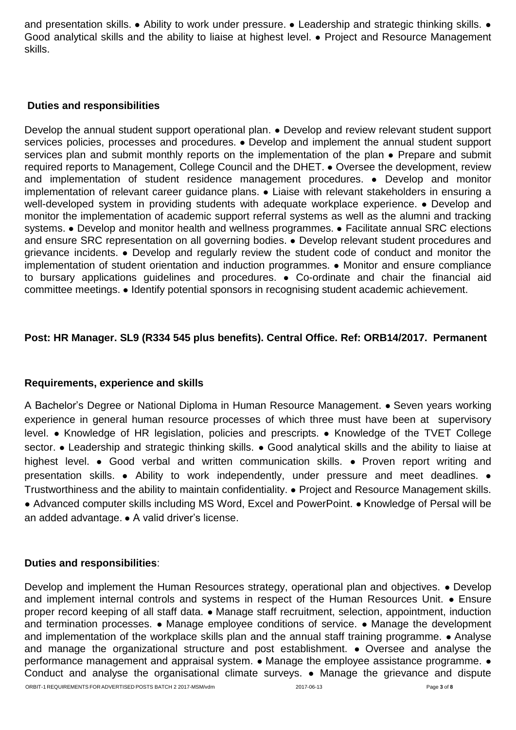and presentation skills. ● Ability to work under pressure. ● Leadership and strategic thinking skills. ● Good analytical skills and the ability to liaise at highest level. ● Project and Resource Management skills.

**Duties and responsibilities**

Develop the annual student support operational plan. ● Develop and review relevant student support services policies, processes and procedures. ● Develop and implement the annual student support services plan and submit monthly reports on the implementation of the plan ● Prepare and submit required reports to Management, College Council and the DHET. ● Oversee the development, review and implementation of student residence management procedures. ● Develop and monitor implementation of relevant career guidance plans. ● Liaise with relevant stakeholders in ensuring a well-developed system in providing students with adequate workplace experience. ● Develop and monitor the implementation of academic support referral systems as well as the alumni and tracking systems. ● Develop and monitor health and wellness programmes. ● Facilitate annual SRC elections and ensure SRC representation on all governing bodies. ● Develop relevant student procedures and grievance incidents. ● Develop and regularly review the student code of conduct and monitor the implementation of student orientation and induction programmes. ● Monitor and ensure compliance to bursary applications guidelines and procedures. ● Co-ordinate and chair the financial aid committee meetings. ● Identify potential sponsors in recognising student academic achievement.

**Post: HR Manager. SL9 (R334 545 plus benefits). Central Office. Ref: ORB14/2017. Permanent**

**Requirements, experience and skills**

A Bachelor's Degree or National Diploma in Human Resource Management. ● Seven years working experience in general human resource processes of which three must have been at supervisory level. ● Knowledge of HR legislation, policies and prescripts. ● Knowledge of the TVET College sector. ● Leadership and strategic thinking skills. ● Good analytical skills and the ability to liaise at highest level. ● Good verbal and written communication skills. ● Proven report writing and presentation skills. ● Ability to work independently, under pressure and meet deadlines. ● Trustworthiness and the ability to maintain confidentiality. ● Project and Resource Management skills. ● Advanced computer skills including MS Word, Excel and PowerPoint. ● Knowledge of Persal will be an added advantage. ● A valid driver's license.

**Duties and responsibilities**:

Develop and implement the Human Resources strategy, operational plan and objectives. ● Develop and implement internal controls and systems in respect of the Human Resources Unit. ● Ensure proper record keeping of all staff data. ● Manage staff recruitment, selection, appointment, induction and termination processes. ● Manage employee conditions of service. ● Manage the development and implementation of the workplace skills plan and the annual staff training programme. ● Analyse and manage the organizational structure and post establishment. ● Oversee and analyse the performance management and appraisal system. ● Manage the employee assistance programme. ● Conduct and analyse the organisational climate surveys. ● Manage the grievance and dispute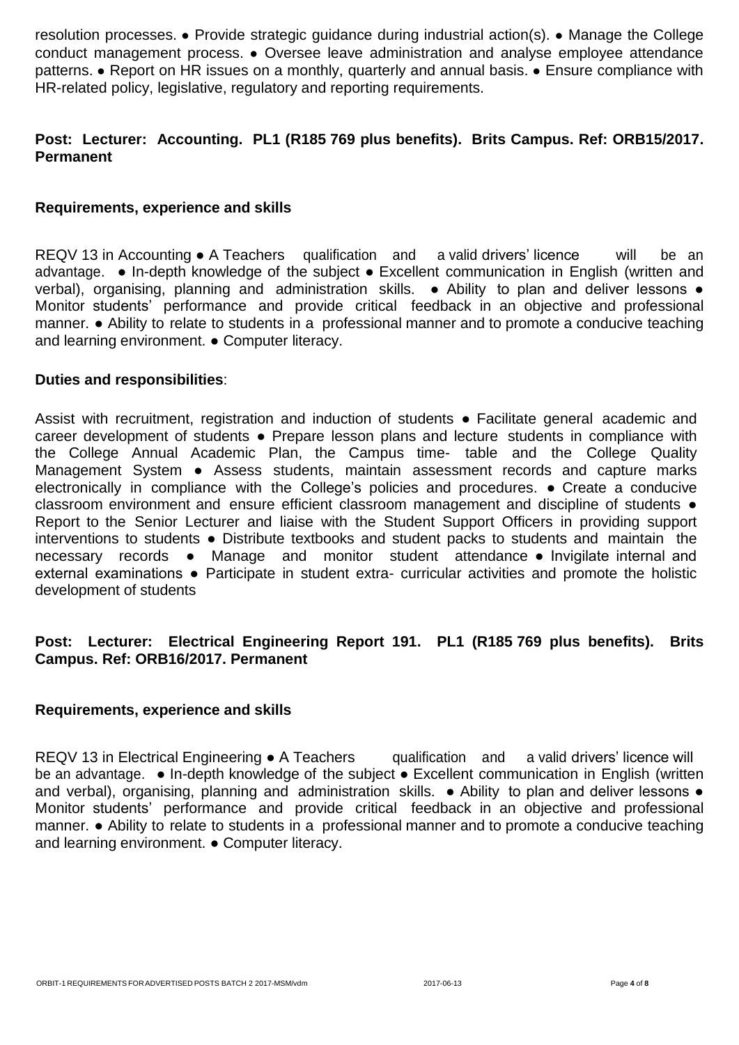resolution processes. ● Provide strategic guidance during industrial action(s). ● Manage the College conduct management process. ● Oversee leave administration and analyse employee attendance patterns. ● Report on HR issues on a monthly, quarterly and annual basis. ● Ensure compliance with HR-related policy, legislative, regulatory and reporting requirements.

**Post: Lecturer: Accounting. PL1 (R185 769 plus benefits). Brits Campus. Ref: ORB15/2017. Permanent**

**Requirements, experience and skills**

REQV 13 in Accounting ● A Teachers qualification and a valid drivers' licence will be an advantage. ● In-depth knowledge of the subject ● Excellent communication in English (written and verbal), organising, planning and administration skills. ● Ability to plan and deliver lessons ● Monitor students' performance and provide critical feedback in an objective and professional manner. ● Ability to relate to students in a professional manner and to promote a conducive teaching and learning environment. ● Computer literacy.

**Duties and responsibilities**:

Assist with recruitment, registration and induction of students ● Facilitate general academic and career development of students ● Prepare lesson plans and lecture students in compliance with the College Annual Academic Plan, the Campus time- table and the College Quality Management System ● Assess students, maintain assessment records and capture marks electronically in compliance with the College's policies and procedures. ● Create a conducive classroom environment and ensure efficient classroom management and discipline of students ● Report to the Senior Lecturer and liaise with the Student Support Officers in providing support interventions to students ● Distribute textbooks and student packs to students and maintain the necessary records ● Manage and monitor student attendance ● Invigilate internal and external examinations ● Participate in student extra- curricular activities and promote the holistic development of students

**Post: Lecturer: Electrical Engineering Report 191. PL1 (R185 769 plus benefits). Brits Campus. Ref: ORB16/2017. Permanent**

**Requirements, experience and skills**

REQV 13 in Electrical Engineering ● A Teachers qualification and a valid drivers' licence will be an advantage. ● In-depth knowledge of the subject ● Excellent communication in English (written and verbal), organising, planning and administration skills. ● Ability to plan and deliver lessons ● Monitor students' performance and provide critical feedback in an objective and professional manner. ● Ability to relate to students in a professional manner and to promote a conducive teaching and learning environment. ● Computer literacy.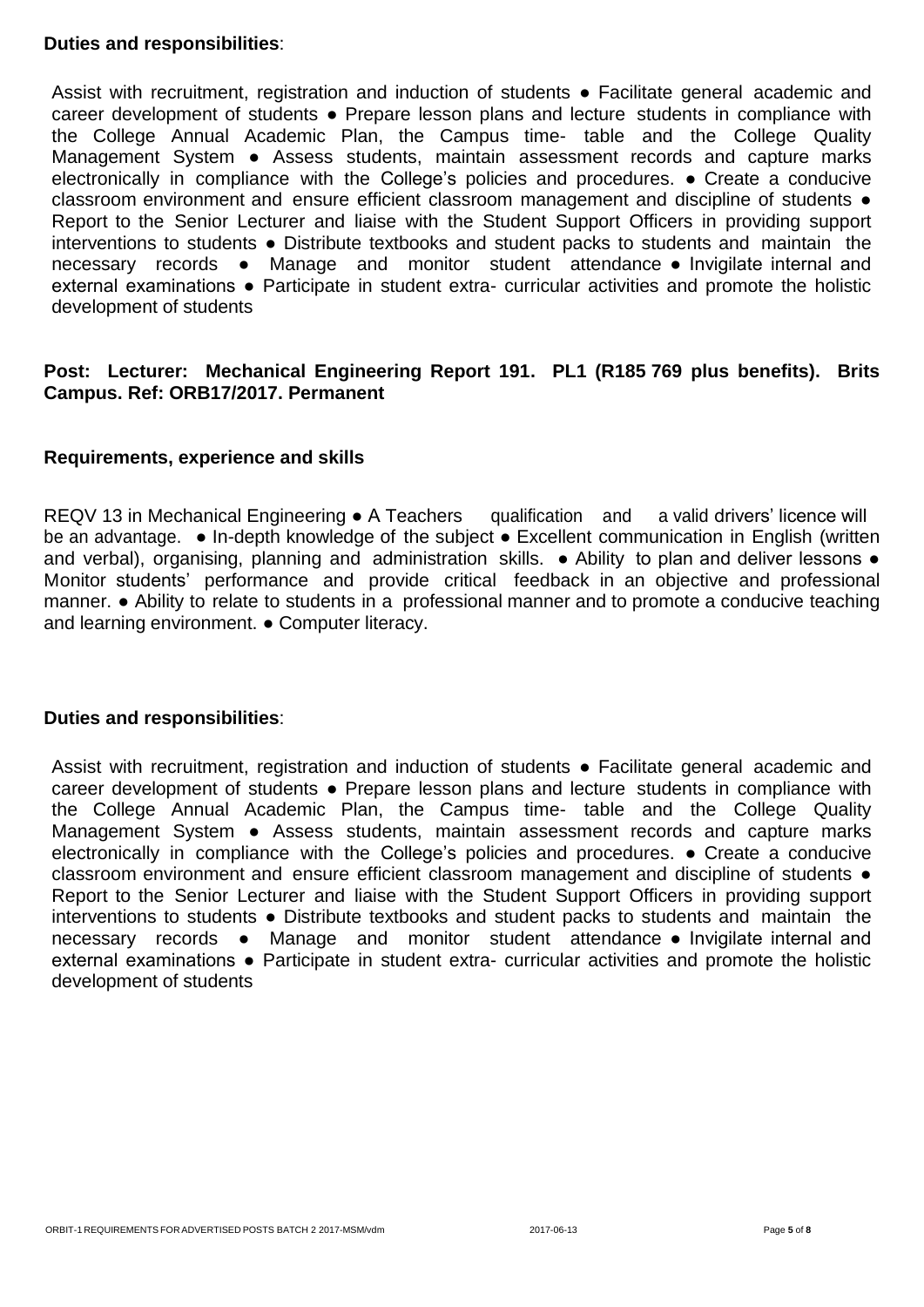**Duties and responsibilities**:

Assist with recruitment, registration and induction of students ● Facilitate general academic and career development of students ● Prepare lesson plans and lecture students in compliance with the College Annual Academic Plan, the Campus time- table and the College Quality Management System ● Assess students, maintain assessment records and capture marks electronically in compliance with the College's policies and procedures. ● Create a conducive classroom environment and ensure efficient classroom management and discipline of students ● Report to the Senior Lecturer and liaise with the Student Support Officers in providing support interventions to students ● Distribute textbooks and student packs to students and maintain the necessary records ● Manage and monitor student attendance ● Invigilate internal and external examinations ● Participate in student extra- curricular activities and promote the holistic development of students

**Post: Lecturer: Mechanical Engineering Report 191. PL1 (R185 769 plus benefits). Brits Campus. Ref: ORB17/2017. Permanent**

**Requirements, experience and skills**

REQV 13 in Mechanical Engineering ● A Teachers qualification and a valid drivers' licence will be an advantage. ● In-depth knowledge of the subject ● Excellent communication in English (written and verbal), organising, planning and administration skills. ● Ability to plan and deliver lessons ● Monitor students' performance and provide critical feedback in an objective and professional manner. ● Ability to relate to students in a professional manner and to promote a conducive teaching and learning environment. ● Computer literacy.

**Duties and responsibilities**:

Assist with recruitment, registration and induction of students ● Facilitate general academic and career development of students ● Prepare lesson plans and lecture students in compliance with the College Annual Academic Plan, the Campus time- table and the College Quality Management System ● Assess students, maintain assessment records and capture marks electronically in compliance with the College's policies and procedures. ● Create a conducive classroom environment and ensure efficient classroom management and discipline of students ● Report to the Senior Lecturer and liaise with the Student Support Officers in providing support interventions to students ● Distribute textbooks and student packs to students and maintain the necessary records ● Manage and monitor student attendance ● Invigilate internal and external examinations ● Participate in student extra- curricular activities and promote the holistic development of students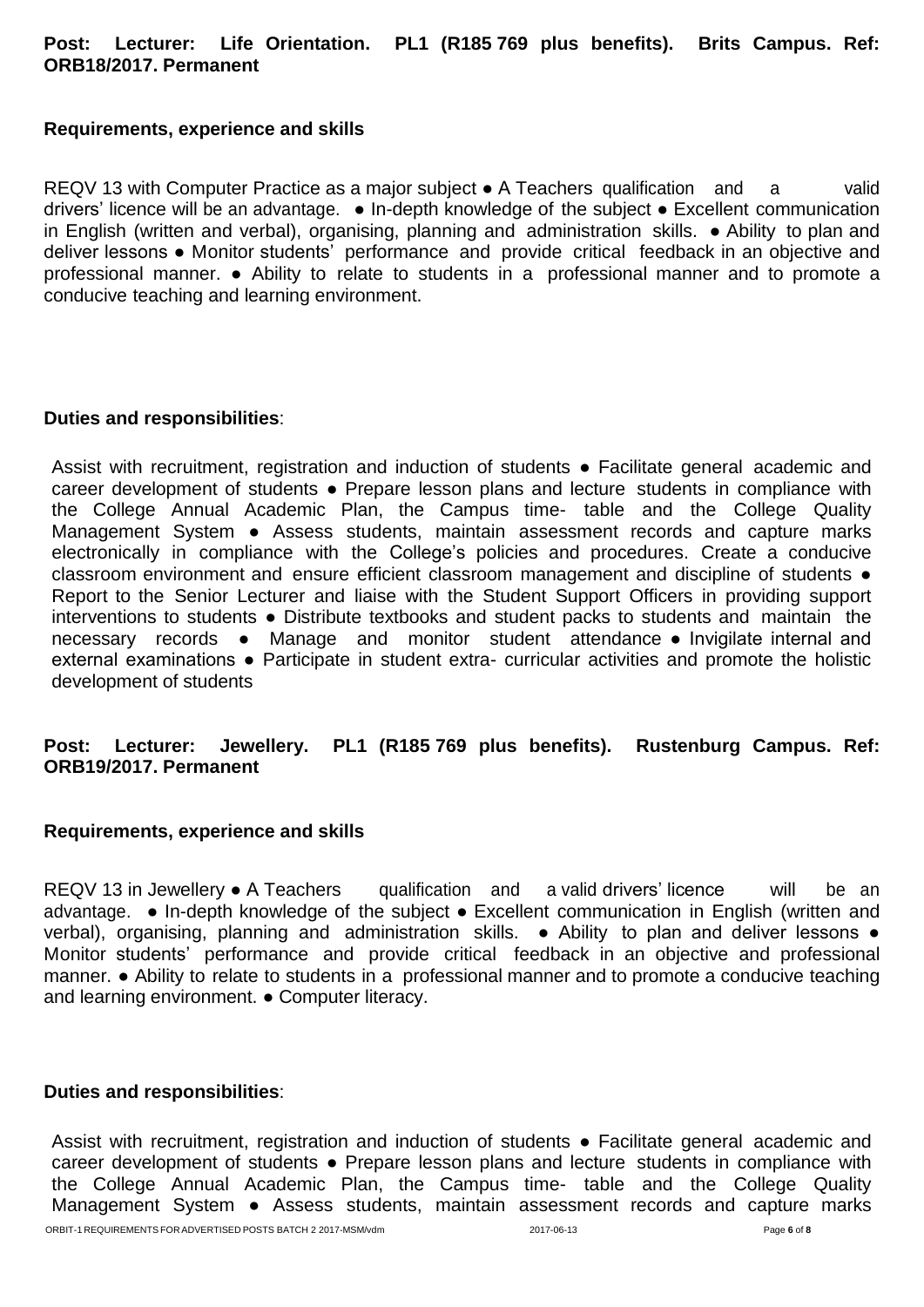**Post: Lecturer: Life Orientation. PL1 (R185 769 plus benefits). Brits Campus. Ref: ORB18/2017. Permanent**

**Requirements, experience and skills**

REQV 13 with Computer Practice as a major subject ● A Teachers qualification and a valid drivers' licence will be an advantage. ● In-depth knowledge of the subject ● Excellent communication in English (written and verbal), organising, planning and administration skills. ● Ability to plan and deliver lessons ● Monitor students' performance and provide critical feedback in an objective and professional manner. ● Ability to relate to students in a professional manner and to promote a conducive teaching and learning environment.

**Duties and responsibilities**:

Assist with recruitment, registration and induction of students ● Facilitate general academic and career development of students ● Prepare lesson plans and lecture students in compliance with the College Annual Academic Plan, the Campus time- table and the College Quality Management System ● Assess students, maintain assessment records and capture marks electronically in compliance with the College's policies and procedures. Create a conducive classroom environment and ensure efficient classroom management and discipline of students ● Report to the Senior Lecturer and liaise with the Student Support Officers in providing support interventions to students ● Distribute textbooks and student packs to students and maintain the necessary records ● Manage and monitor student attendance ● Invigilate internal and external examinations ● Participate in student extra- curricular activities and promote the holistic development of students

**Post: Lecturer: Jewellery. PL1 (R185 769 plus benefits). Rustenburg Campus. Ref: ORB19/2017. Permanent**

**Requirements, experience and skills**

REQV 13 in Jewellery ● A Teachers qualification and a valid drivers' licence will be an advantage. ● In-depth knowledge of the subject ● Excellent communication in English (written and verbal), organising, planning and administration skills. ● Ability to plan and deliver lessons ● Monitor students' performance and provide critical feedback in an objective and professional manner. ● Ability to relate to students in a professional manner and to promote a conducive teaching and learning environment. ● Computer literacy.

**Duties and responsibilities**:

Assist with recruitment, registration and induction of students ● Facilitate general academic and career development of students ● Prepare lesson plans and lecture students in compliance with the College Annual Academic Plan, the Campus time- table and the College Quality Management System ● Assess students, maintain assessment records and capture marks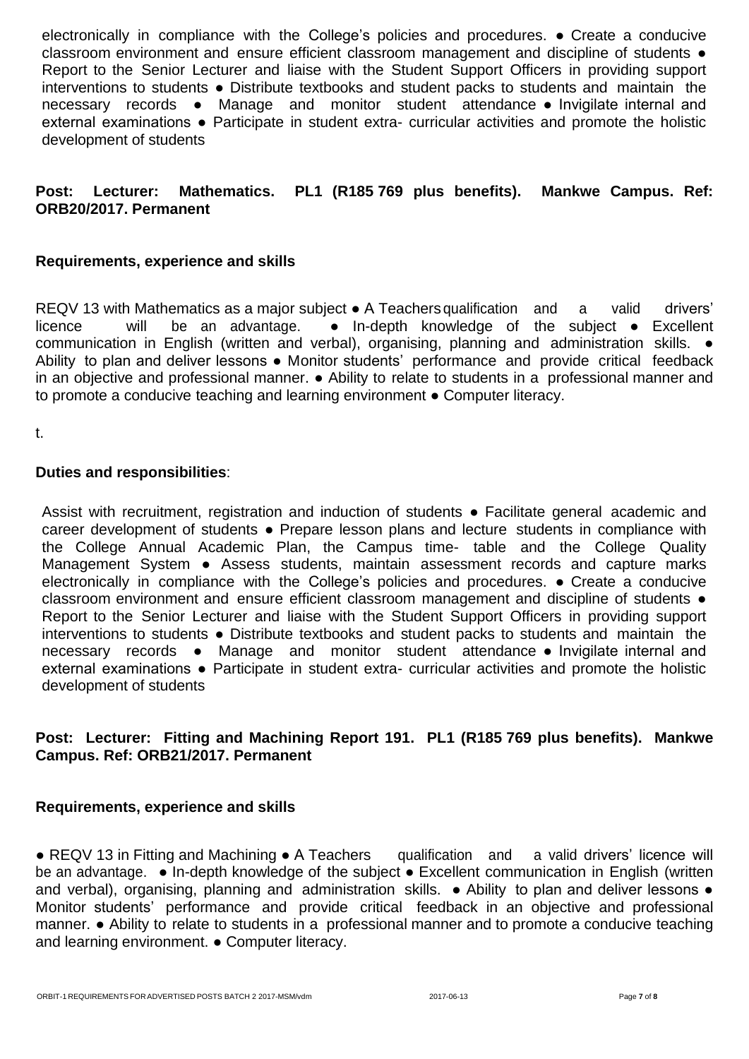electronically in compliance with the College's policies and procedures. ● Create a conducive classroom environment and ensure efficient classroom management and discipline of students ● Report to the Senior Lecturer and liaise with the Student Support Officers in providing support interventions to students ● Distribute textbooks and student packs to students and maintain the necessary records ● Manage and monitor student attendance ● Invigilate internal and external examinations ● Participate in student extra- curricular activities and promote the holistic development of students

**Post: Lecturer: Mathematics. PL1 (R185 769 plus benefits). Mankwe Campus. Ref: ORB20/2017. Permanent**

**Requirements, experience and skills**

REQV 13 with Mathematics as a major subject ● A Teachers qualification and a valid drivers' licence will be an advantage. ● In-depth knowledge of the subject ● Excellent communication in English (written and verbal), organising, planning and administration skills. ● Ability to plan and deliver lessons ● Monitor students' performance and provide critical feedback in an objective and professional manner. ● Ability to relate to students in a professional manner and to promote a conducive teaching and learning environment ● Computer literacy.

t.

**Duties and responsibilities**:

Assist with recruitment, registration and induction of students ● Facilitate general academic and career development of students ● Prepare lesson plans and lecture students in compliance with the College Annual Academic Plan, the Campus time- table and the College Quality Management System ● Assess students, maintain assessment records and capture marks electronically in compliance with the College's policies and procedures. ● Create a conducive classroom environment and ensure efficient classroom management and discipline of students ● Report to the Senior Lecturer and liaise with the Student Support Officers in providing support interventions to students ● Distribute textbooks and student packs to students and maintain the necessary records ● Manage and monitor student attendance ● Invigilate internal and external examinations ● Participate in student extra- curricular activities and promote the holistic development of students

**Post: Lecturer: Fitting and Machining Report 191. PL1 (R185 769 plus benefits). Mankwe Campus. Ref: ORB21/2017. Permanent**

**Requirements, experience and skills**

● REQV 13 in Fitting and Machining ● A Teachers qualification and a valid drivers' licence will be an advantage. ● In-depth knowledge of the subject ● Excellent communication in English (written and verbal), organising, planning and administration skills. ● Ability to plan and deliver lessons ● Monitor students' performance and provide critical feedback in an objective and professional manner. ● Ability to relate to students in a professional manner and to promote a conducive teaching and learning environment. ● Computer literacy.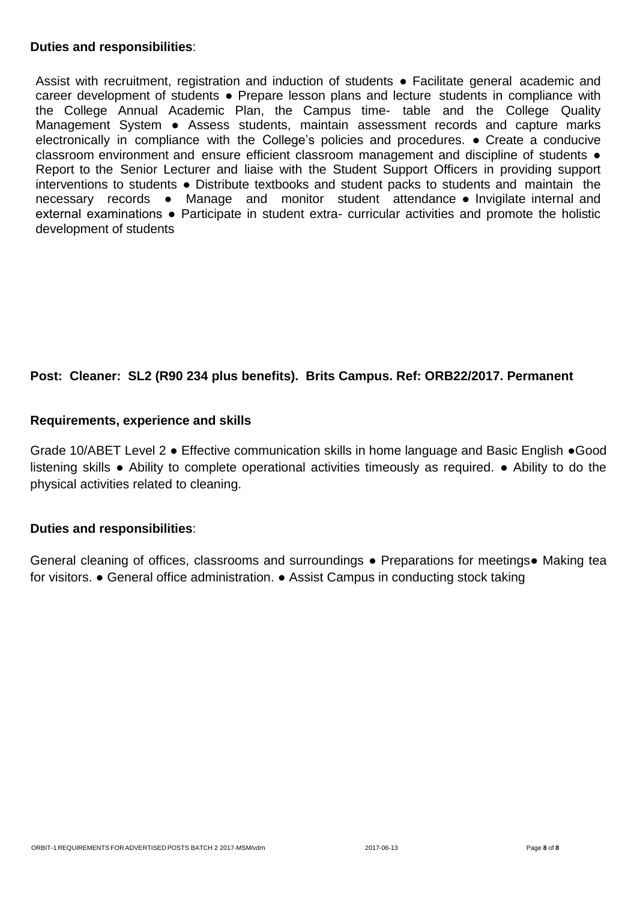**Duties and responsibilities**:

Assist with recruitment, registration and induction of students ● Facilitate general academic and career development of students ● Prepare lesson plans and lecture students in compliance with the College Annual Academic Plan, the Campus time- table and the College Quality Management System ● Assess students, maintain assessment records and capture marks electronically in compliance with the College's policies and procedures. ● Create a conducive classroom environment and ensure efficient classroom management and discipline of students ● Report to the Senior Lecturer and liaise with the Student Support Officers in providing support interventions to students ● Distribute textbooks and student packs to students and maintain the necessary records ● Manage and monitor student attendance ● Invigilate internal and external examinations ● Participate in student extra- curricular activities and promote the holistic development of students

**Post: Cleaner: SL2 (R90 234 plus benefits). Brits Campus. Ref: ORB22/2017. Permanent**

**Requirements, experience and skills**

Grade 10/ABET Level 2 ● Effective communication skills in home language and Basic English ●Good listening skills ● Ability to complete operational activities timeously as required. ● Ability to do the physical activities related to cleaning.

**Duties and responsibilities**:

General cleaning of offices, classrooms and surroundings ● Preparations for meetings● Making tea for visitors. ● General office administration. ● Assist Campus in conducting stock taking